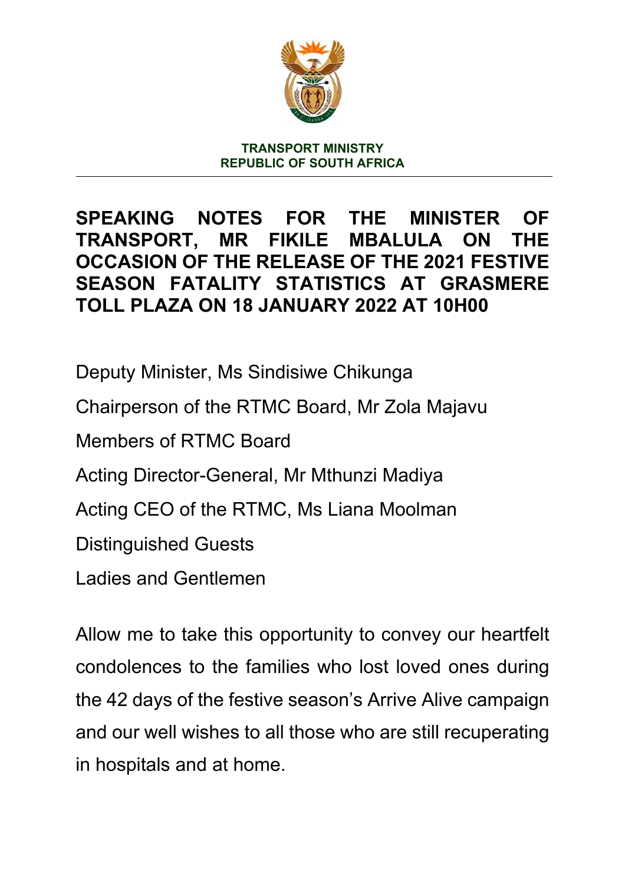**TRANSPORT MINISTRY**
**REPUBLIC OF SOUTH AFRICA**

---

# SPEAKING NOTES FOR THE MINISTER OF TRANSPORT, MR FIKILE MBALULA ON THE OCCASION OF THE RELEASE OF THE 2021 FESTIVE SEASON FATALITY STATISTICS AT GRASMERE TOLL PLAZA ON 18 JANUARY 2022 AT 10H00

Deputy Minister, Ms Sindisiwe Chikunga

Chairperson of the RTMC Board, Mr Zola Majavu

Members of RTMC Board

Acting Director-General, Mr Mthunzi Madiya

Acting CEO of the RTMC, Ms Liana Moolman

Distinguished Guests

Ladies and Gentlemen

Allow me to take this opportunity to convey our heartfelt condolences to the families who lost loved ones during the 42 days of the festive season's Arrive Alive campaign and our well wishes to all those who are still recuperating in hospitals and at home.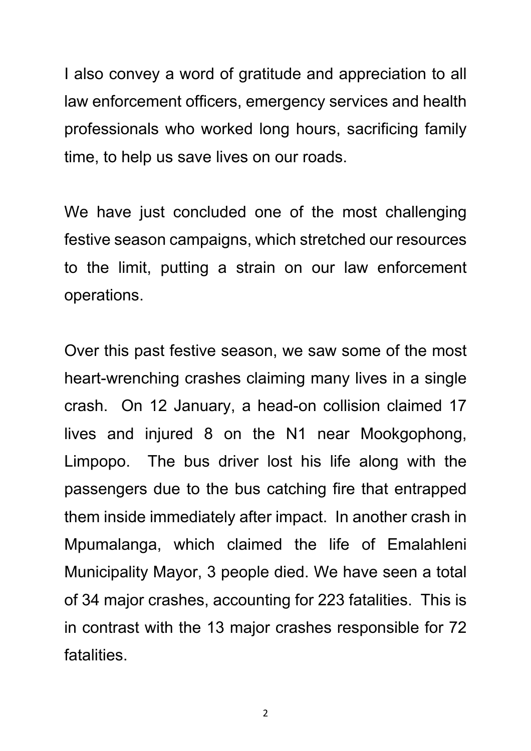I also convey a word of gratitude and appreciation to all law enforcement officers, emergency services and health professionals who worked long hours, sacrificing family time, to help us save lives on our roads.

We have just concluded one of the most challenging festive season campaigns, which stretched our resources to the limit, putting a strain on our law enforcement operations.

Over this past festive season, we saw some of the most heart-wrenching crashes claiming many lives in a single crash.  On 12 January, a head-on collision claimed 17 lives and injured 8 on the N1 near Mookgophong, Limpopo.  The bus driver lost his life along with the passengers due to the bus catching fire that entrapped them inside immediately after impact.  In another crash in Mpumalanga, which claimed the life of Emalahleni Municipality Mayor, 3 people died. We have seen a total of 34 major crashes, accounting for 223 fatalities.  This is in contrast with the 13 major crashes responsible for 72 fatalities.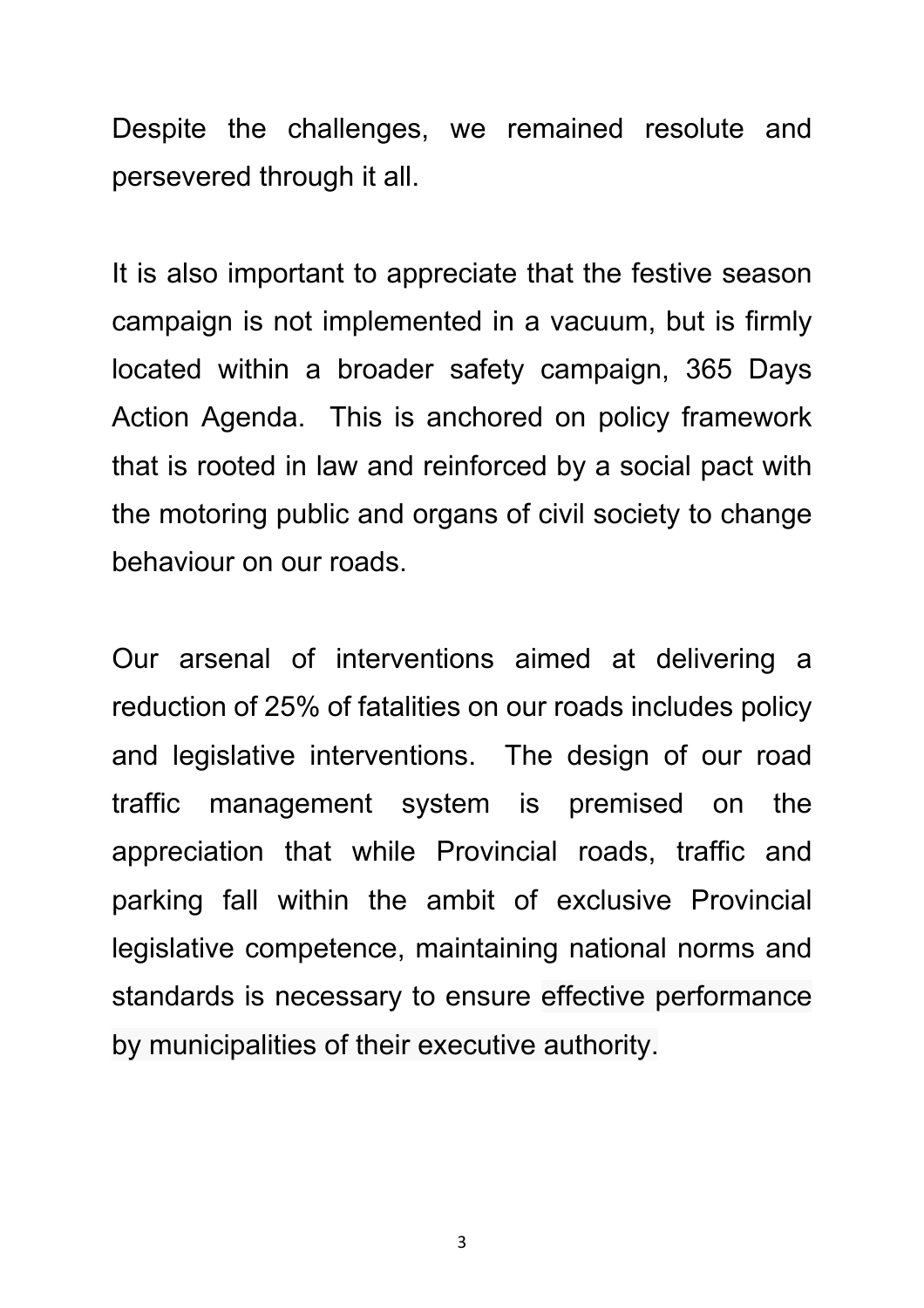Despite the challenges, we remained resolute and persevered through it all.

It is also important to appreciate that the festive season campaign is not implemented in a vacuum, but is firmly located within a broader safety campaign, 365 Days Action Agenda. This is anchored on policy framework that is rooted in law and reinforced by a social pact with the motoring public and organs of civil society to change behaviour on our roads.

Our arsenal of interventions aimed at delivering a reduction of 25% of fatalities on our roads includes policy and legislative interventions. The design of our road traffic management system is premised on the appreciation that while Provincial roads, traffic and parking fall within the ambit of exclusive Provincial legislative competence, maintaining national norms and standards is necessary to ensure effective performance by municipalities of their executive authority.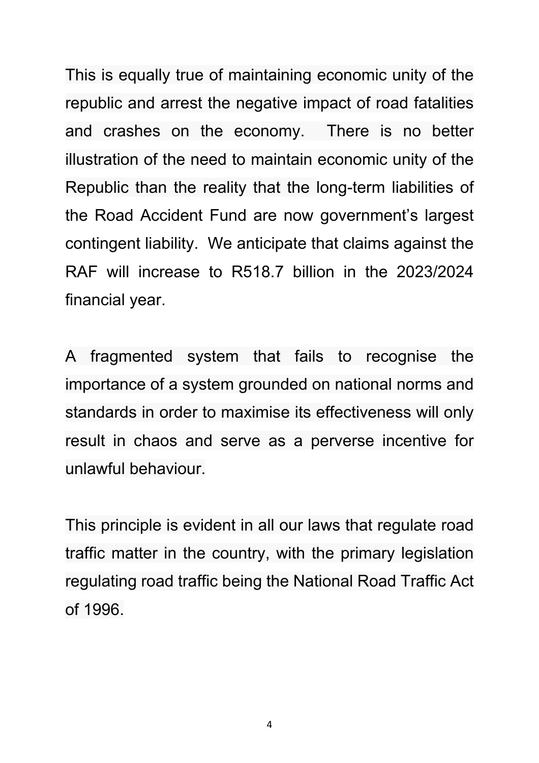This is equally true of maintaining economic unity of the republic and arrest the negative impact of road fatalities and crashes on the economy. There is no better illustration of the need to maintain economic unity of the Republic than the reality that the long-term liabilities of the Road Accident Fund are now government's largest contingent liability. We anticipate that claims against the RAF will increase to R518.7 billion in the 2023/2024 financial year.

A fragmented system that fails to recognise the importance of a system grounded on national norms and standards in order to maximise its effectiveness will only result in chaos and serve as a perverse incentive for unlawful behaviour.

This principle is evident in all our laws that regulate road traffic matter in the country, with the primary legislation regulating road traffic being the National Road Traffic Act of 1996.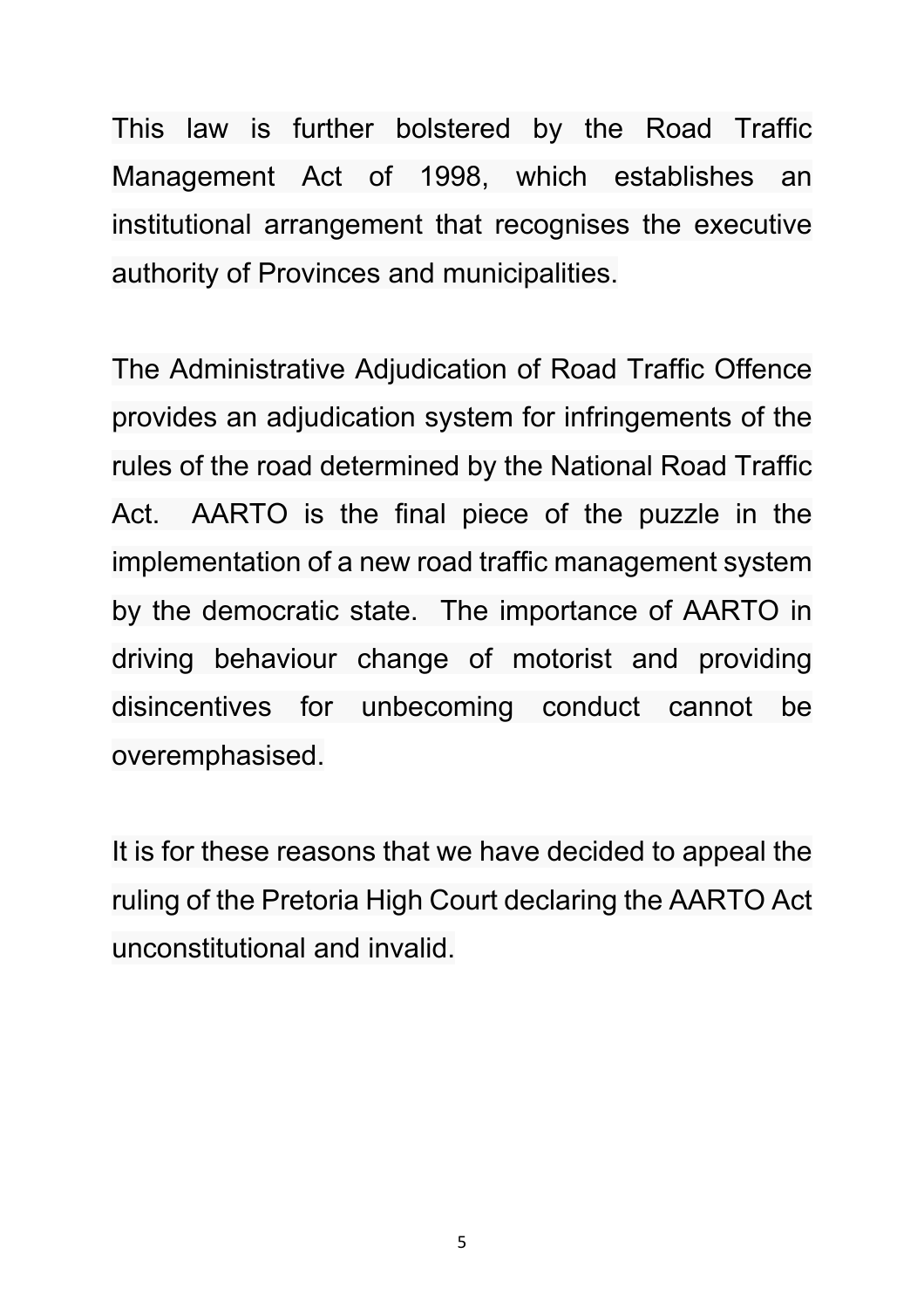This law is further bolstered by the Road Traffic Management Act of 1998, which establishes an institutional arrangement that recognises the executive authority of Provinces and municipalities.

The Administrative Adjudication of Road Traffic Offence provides an adjudication system for infringements of the rules of the road determined by the National Road Traffic Act. AARTO is the final piece of the puzzle in the implementation of a new road traffic management system by the democratic state. The importance of AARTO in driving behaviour change of motorist and providing disincentives for unbecoming conduct cannot be overemphasised.

It is for these reasons that we have decided to appeal the ruling of the Pretoria High Court declaring the AARTO Act unconstitutional and invalid.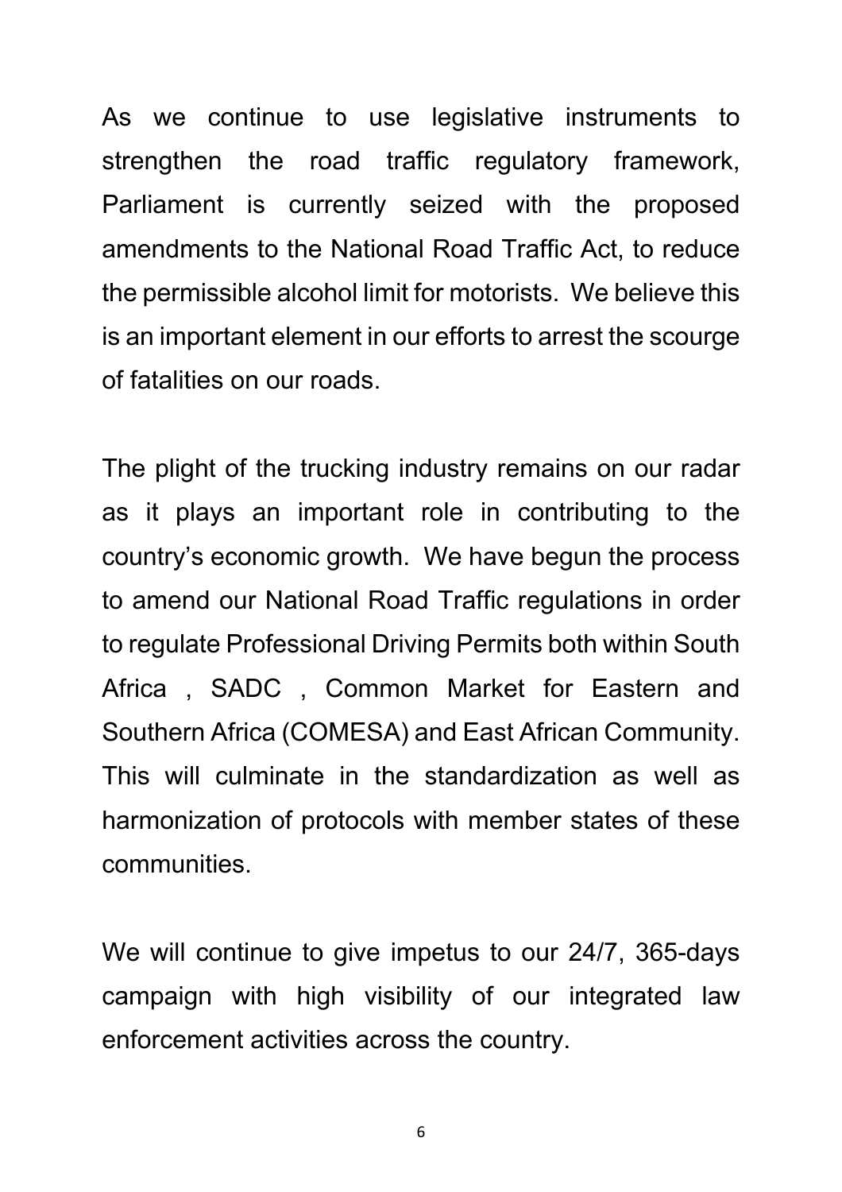As we continue to use legislative instruments to strengthen the road traffic regulatory framework, Parliament is currently seized with the proposed amendments to the National Road Traffic Act, to reduce the permissible alcohol limit for motorists. We believe this is an important element in our efforts to arrest the scourge of fatalities on our roads.

The plight of the trucking industry remains on our radar as it plays an important role in contributing to the country's economic growth. We have begun the process to amend our National Road Traffic regulations in order to regulate Professional Driving Permits both within South Africa , SADC , Common Market for Eastern and Southern Africa (COMESA) and East African Community. This will culminate in the standardization as well as harmonization of protocols with member states of these communities.

We will continue to give impetus to our 24/7, 365-days campaign with high visibility of our integrated law enforcement activities across the country.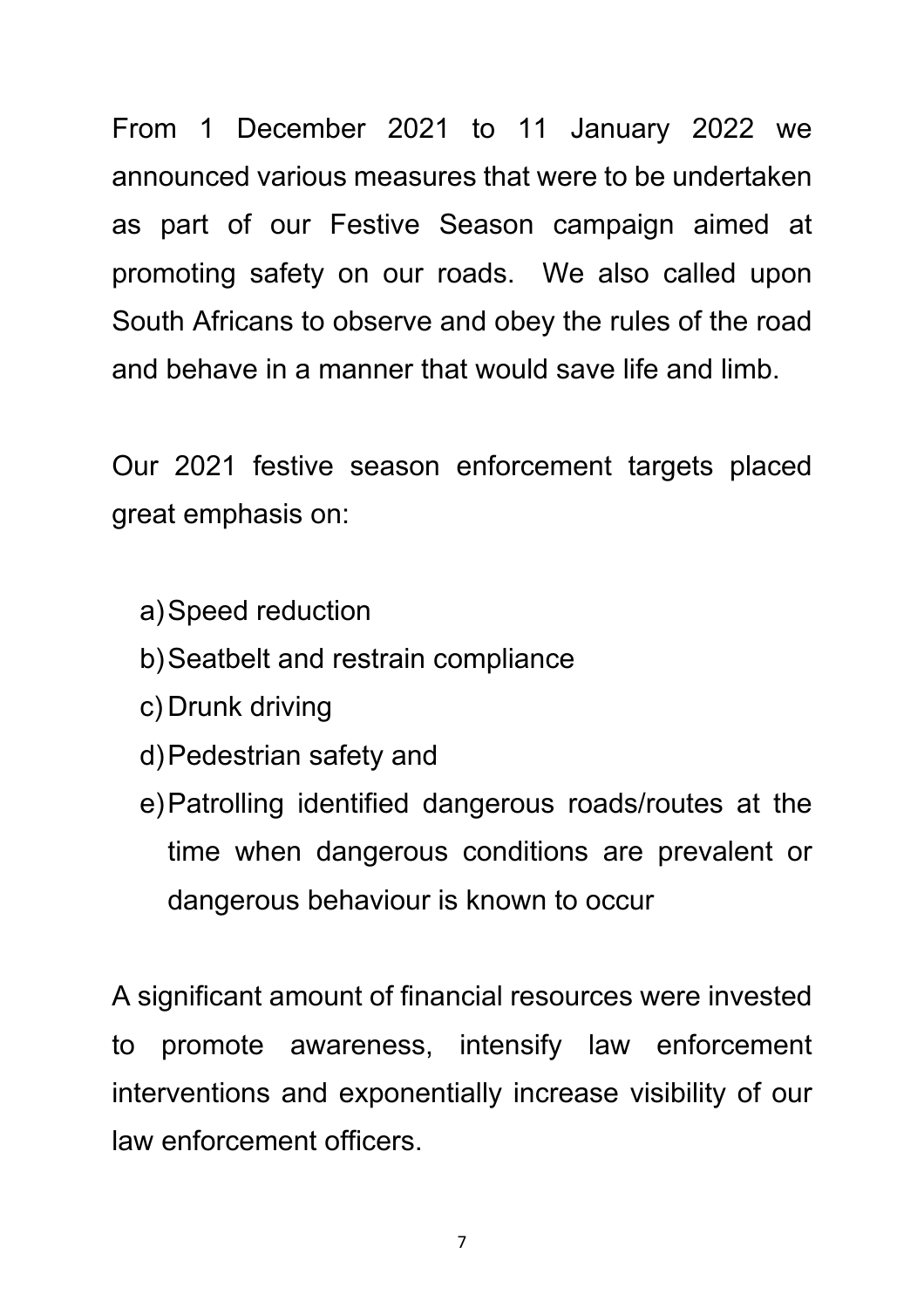From 1 December 2021 to 11 January 2022 we announced various measures that were to be undertaken as part of our Festive Season campaign aimed at promoting safety on our roads. We also called upon South Africans to observe and obey the rules of the road and behave in a manner that would save life and limb.

Our 2021 festive season enforcement targets placed great emphasis on:

a) Speed reduction
b) Seatbelt and restrain compliance
c) Drunk driving
d) Pedestrian safety and
e) Patrolling identified dangerous roads/routes at the time when dangerous conditions are prevalent or dangerous behaviour is known to occur

A significant amount of financial resources were invested to promote awareness, intensify law enforcement interventions and exponentially increase visibility of our law enforcement officers.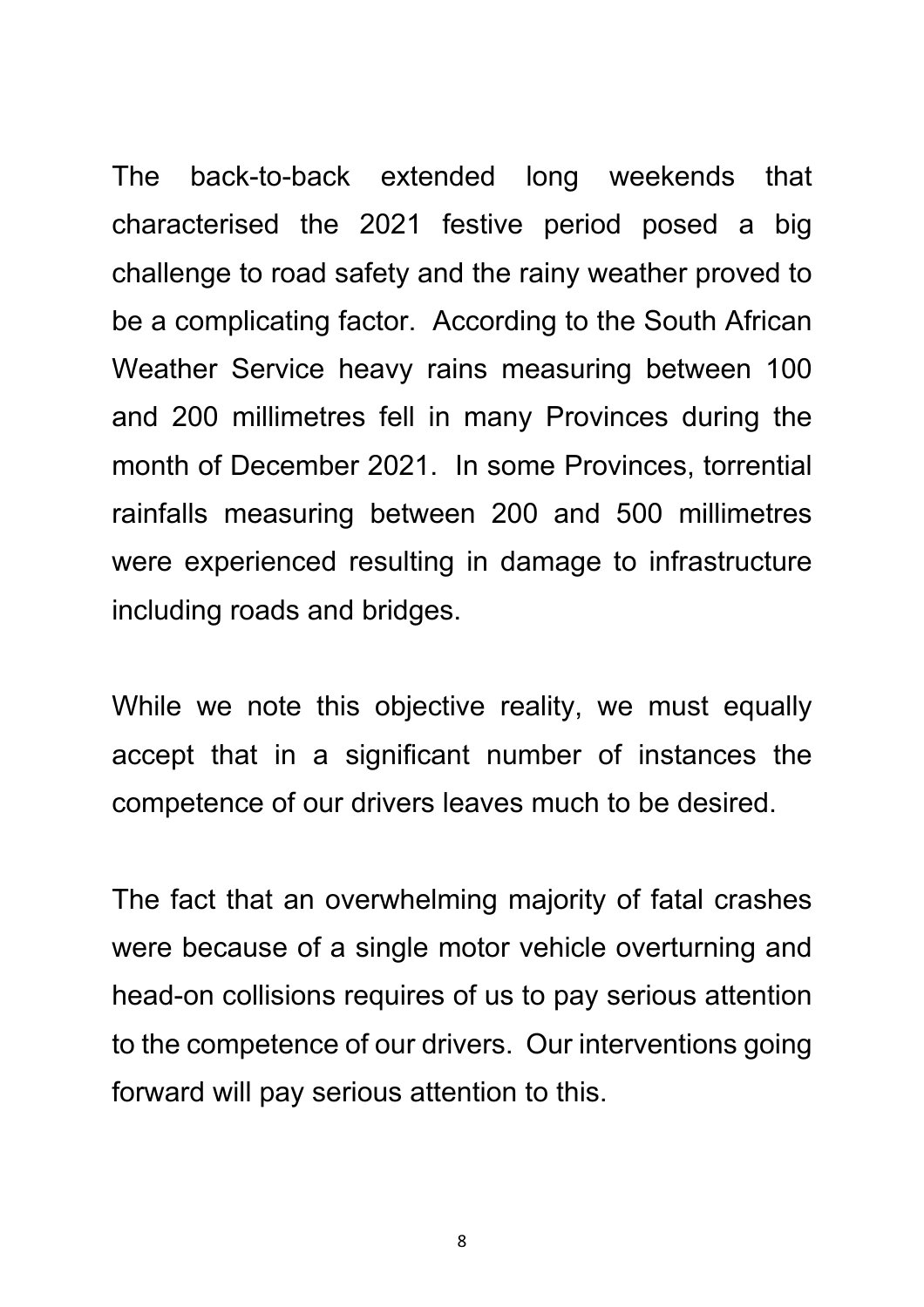The back-to-back extended long weekends that characterised the 2021 festive period posed a big challenge to road safety and the rainy weather proved to be a complicating factor. According to the South African Weather Service heavy rains measuring between 100 and 200 millimetres fell in many Provinces during the month of December 2021. In some Provinces, torrential rainfalls measuring between 200 and 500 millimetres were experienced resulting in damage to infrastructure including roads and bridges.

While we note this objective reality, we must equally accept that in a significant number of instances the competence of our drivers leaves much to be desired.

The fact that an overwhelming majority of fatal crashes were because of a single motor vehicle overturning and head-on collisions requires of us to pay serious attention to the competence of our drivers. Our interventions going forward will pay serious attention to this.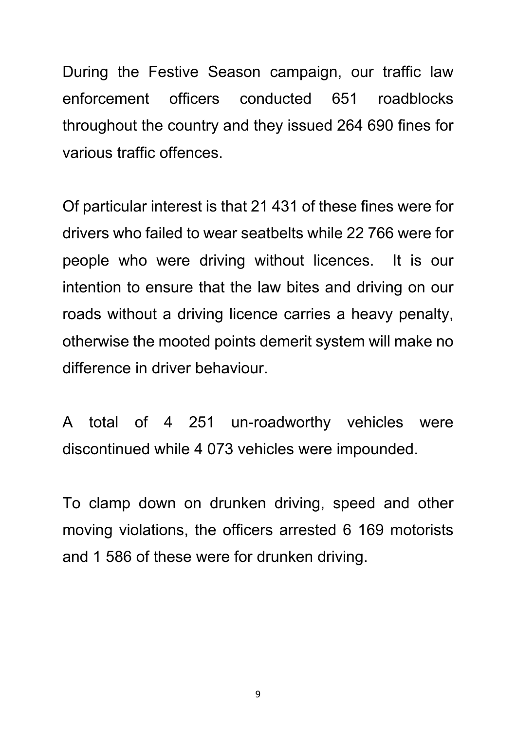During the Festive Season campaign, our traffic law enforcement officers conducted 651 roadblocks throughout the country and they issued 264 690 fines for various traffic offences.

Of particular interest is that 21 431 of these fines were for drivers who failed to wear seatbelts while 22 766 were for people who were driving without licences. It is our intention to ensure that the law bites and driving on our roads without a driving licence carries a heavy penalty, otherwise the mooted points demerit system will make no difference in driver behaviour.

A total of 4 251 un-roadworthy vehicles were discontinued while 4 073 vehicles were impounded.

To clamp down on drunken driving, speed and other moving violations, the officers arrested 6 169 motorists and 1 586 of these were for drunken driving.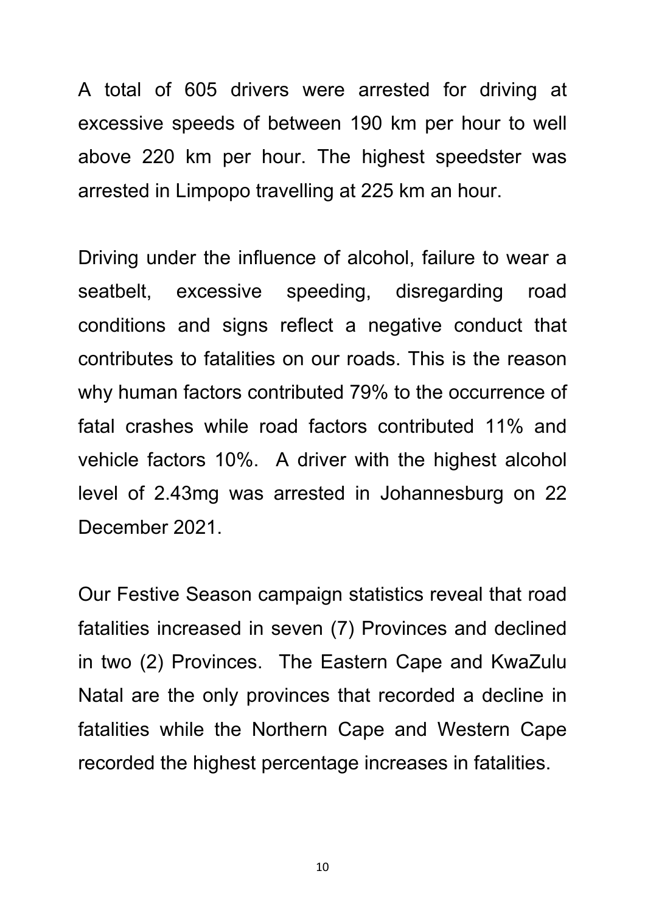A total of 605 drivers were arrested for driving at excessive speeds of between 190 km per hour to well above 220 km per hour. The highest speedster was arrested in Limpopo travelling at 225 km an hour.

Driving under the influence of alcohol, failure to wear a seatbelt, excessive speeding, disregarding road conditions and signs reflect a negative conduct that contributes to fatalities on our roads. This is the reason why human factors contributed 79% to the occurrence of fatal crashes while road factors contributed 11% and vehicle factors 10%. A driver with the highest alcohol level of 2.43mg was arrested in Johannesburg on 22 December 2021.

Our Festive Season campaign statistics reveal that road fatalities increased in seven (7) Provinces and declined in two (2) Provinces. The Eastern Cape and KwaZulu Natal are the only provinces that recorded a decline in fatalities while the Northern Cape and Western Cape recorded the highest percentage increases in fatalities.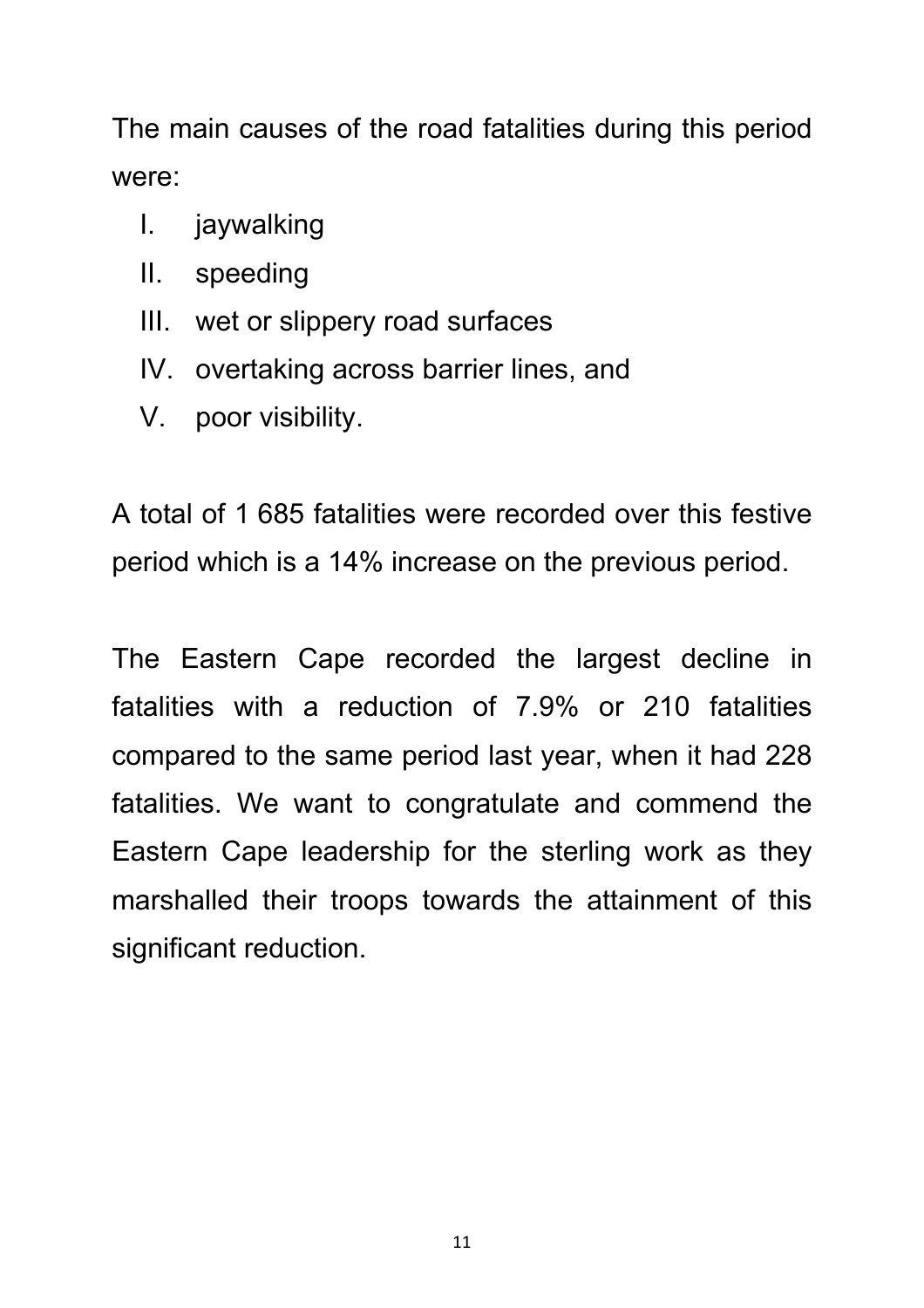The main causes of the road fatalities during this period were:

I. jaywalking
II. speeding
III. wet or slippery road surfaces
IV. overtaking across barrier lines, and
V. poor visibility.

A total of 1 685 fatalities were recorded over this festive period which is a 14% increase on the previous period.

The Eastern Cape recorded the largest decline in fatalities with a reduction of 7.9% or 210 fatalities compared to the same period last year, when it had 228 fatalities. We want to congratulate and commend the Eastern Cape leadership for the sterling work as they marshalled their troops towards the attainment of this significant reduction.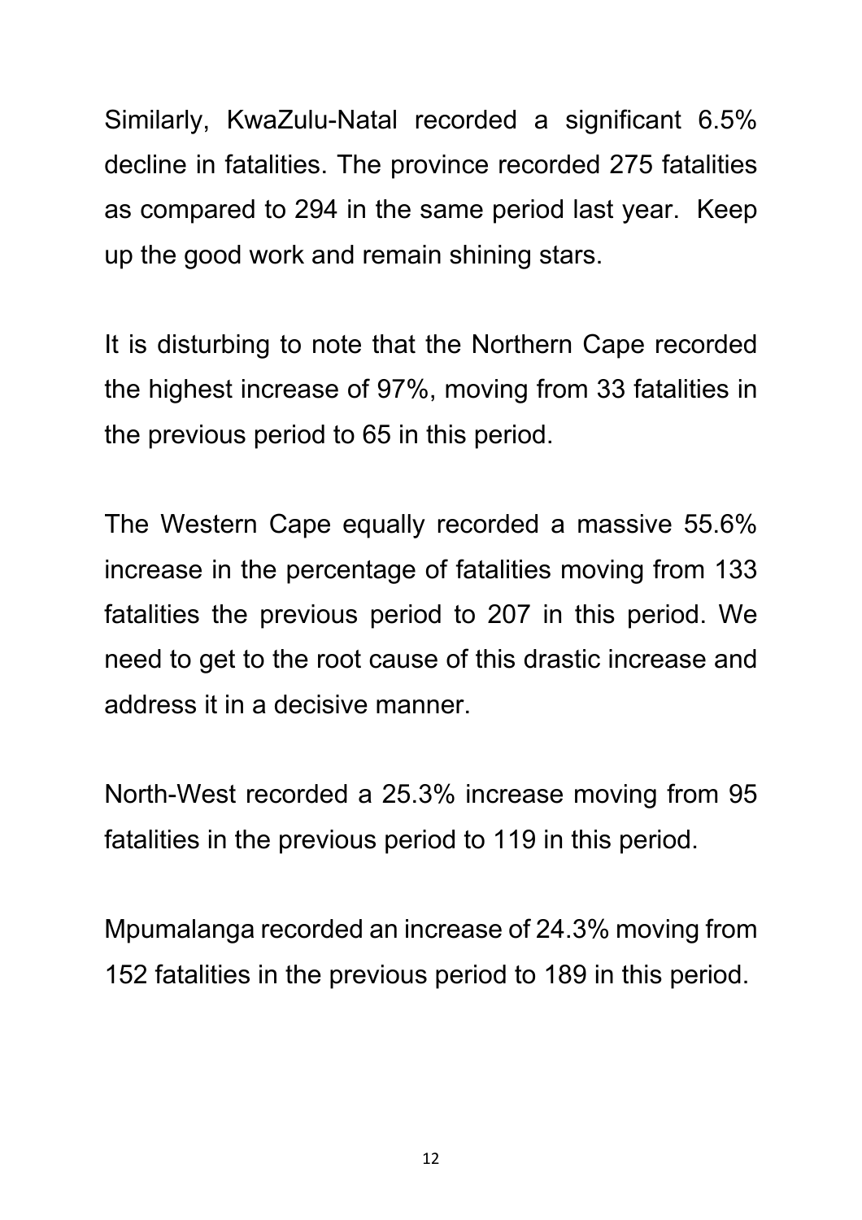Similarly, KwaZulu-Natal recorded a significant 6.5% decline in fatalities. The province recorded 275 fatalities as compared to 294 in the same period last year. Keep up the good work and remain shining stars.

It is disturbing to note that the Northern Cape recorded the highest increase of 97%, moving from 33 fatalities in the previous period to 65 in this period.

The Western Cape equally recorded a massive 55.6% increase in the percentage of fatalities moving from 133 fatalities the previous period to 207 in this period. We need to get to the root cause of this drastic increase and address it in a decisive manner.

North-West recorded a 25.3% increase moving from 95 fatalities in the previous period to 119 in this period.

Mpumalanga recorded an increase of 24.3% moving from 152 fatalities in the previous period to 189 in this period.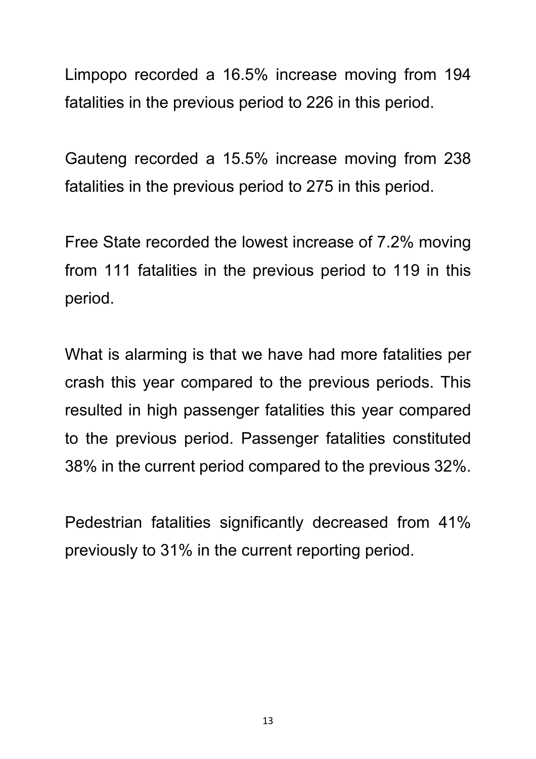Limpopo recorded a 16.5% increase moving from 194 fatalities in the previous period to 226 in this period.

Gauteng recorded a 15.5% increase moving from 238 fatalities in the previous period to 275 in this period.

Free State recorded the lowest increase of 7.2% moving from 111 fatalities in the previous period to 119 in this period.

What is alarming is that we have had more fatalities per crash this year compared to the previous periods. This resulted in high passenger fatalities this year compared to the previous period. Passenger fatalities constituted 38% in the current period compared to the previous 32%.

Pedestrian fatalities significantly decreased from 41% previously to 31% in the current reporting period.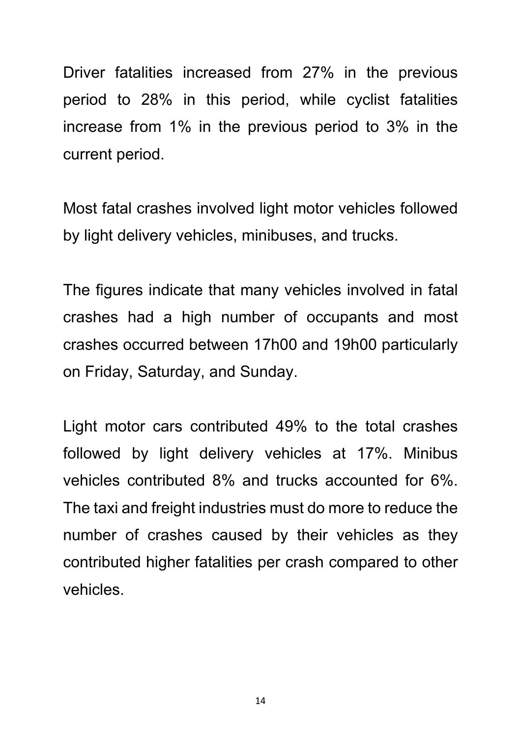Driver fatalities increased from 27% in the previous period to 28% in this period, while cyclist fatalities increase from 1% in the previous period to 3% in the current period.

Most fatal crashes involved light motor vehicles followed by light delivery vehicles, minibuses, and trucks.

The figures indicate that many vehicles involved in fatal crashes had a high number of occupants and most crashes occurred between 17h00 and 19h00 particularly on Friday, Saturday, and Sunday.

Light motor cars contributed 49% to the total crashes followed by light delivery vehicles at 17%. Minibus vehicles contributed 8% and trucks accounted for 6%. The taxi and freight industries must do more to reduce the number of crashes caused by their vehicles as they contributed higher fatalities per crash compared to other vehicles.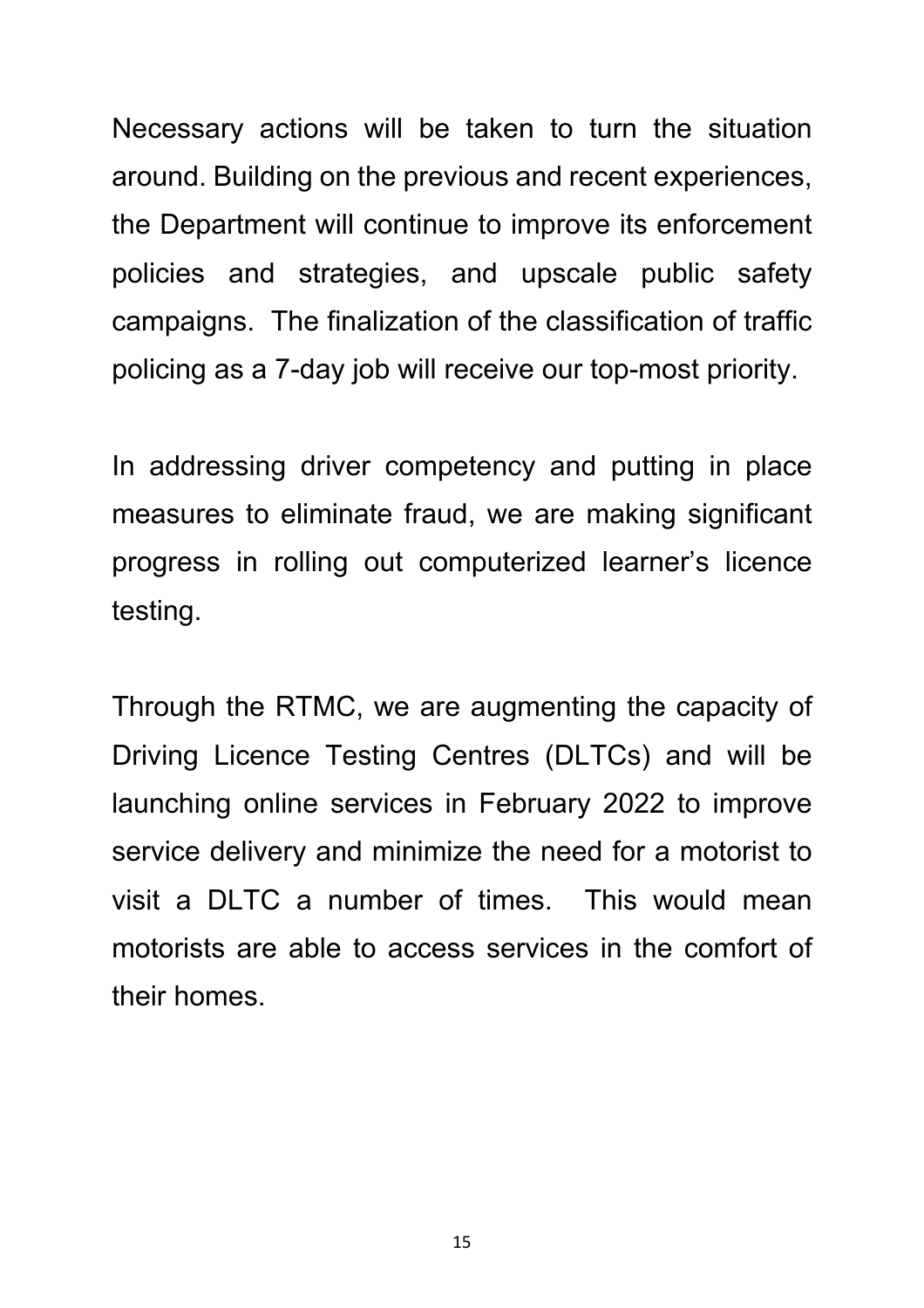Necessary actions will be taken to turn the situation around. Building on the previous and recent experiences, the Department will continue to improve its enforcement policies and strategies, and upscale public safety campaigns. The finalization of the classification of traffic policing as a 7-day job will receive our top-most priority.

In addressing driver competency and putting in place measures to eliminate fraud, we are making significant progress in rolling out computerized learner's licence testing.

Through the RTMC, we are augmenting the capacity of Driving Licence Testing Centres (DLTCs) and will be launching online services in February 2022 to improve service delivery and minimize the need for a motorist to visit a DLTC a number of times. This would mean motorists are able to access services in the comfort of their homes.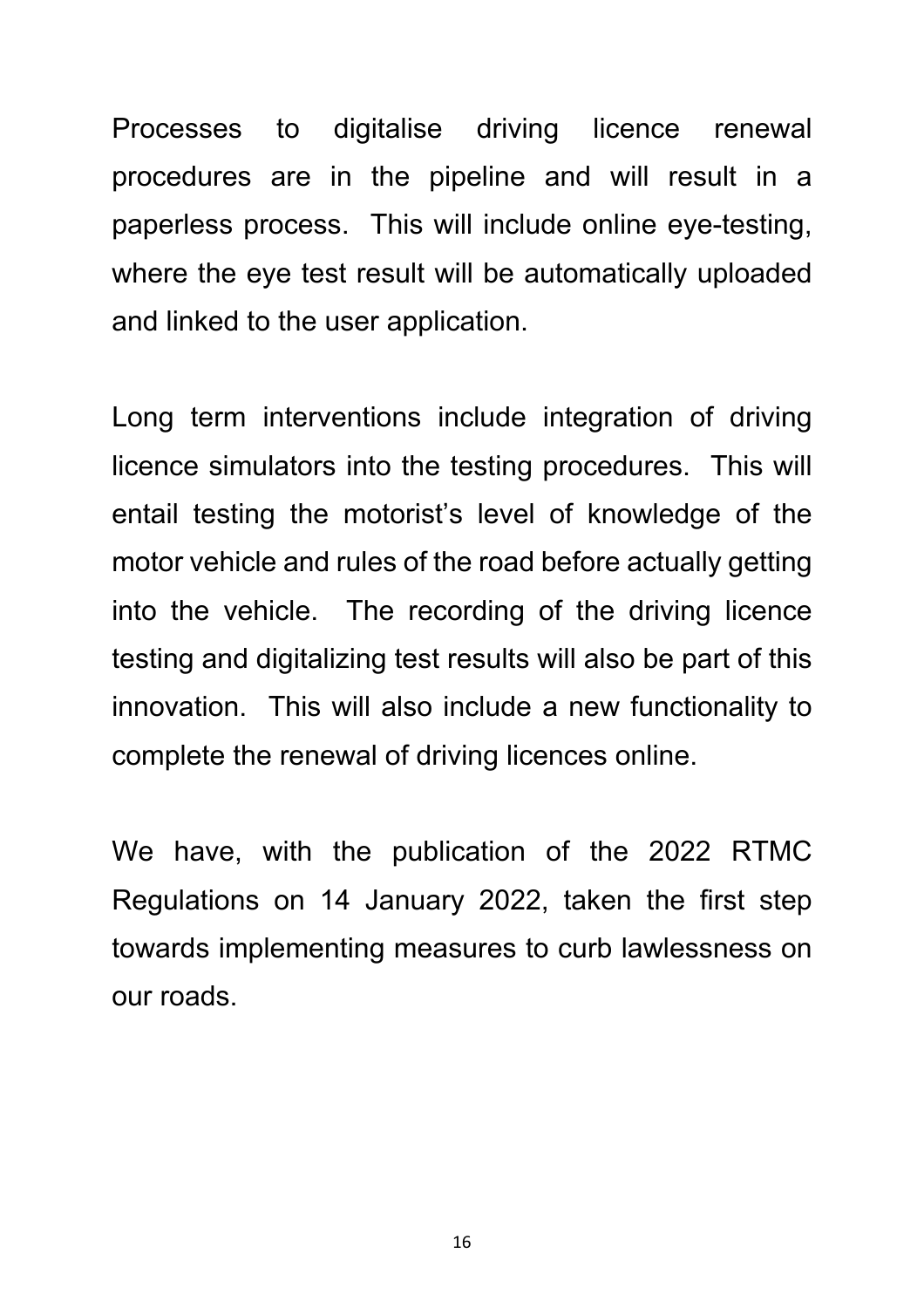Processes to digitalise driving licence renewal procedures are in the pipeline and will result in a paperless process. This will include online eye-testing, where the eye test result will be automatically uploaded and linked to the user application.

Long term interventions include integration of driving licence simulators into the testing procedures. This will entail testing the motorist's level of knowledge of the motor vehicle and rules of the road before actually getting into the vehicle. The recording of the driving licence testing and digitalizing test results will also be part of this innovation. This will also include a new functionality to complete the renewal of driving licences online.

We have, with the publication of the 2022 RTMC Regulations on 14 January 2022, taken the first step towards implementing measures to curb lawlessness on our roads.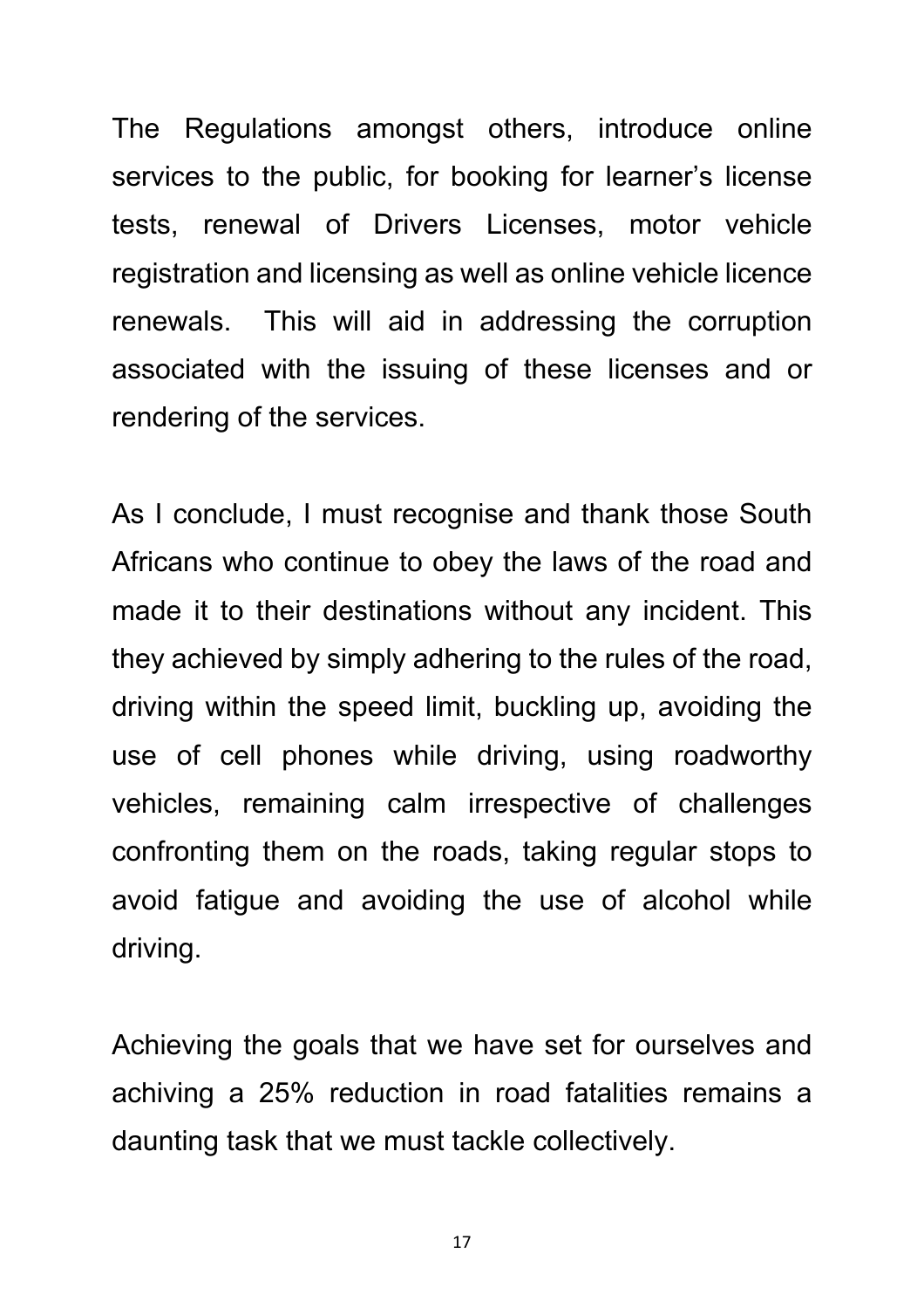The Regulations amongst others, introduce online services to the public, for booking for learner's license tests, renewal of Drivers Licenses, motor vehicle registration and licensing as well as online vehicle licence renewals. This will aid in addressing the corruption associated with the issuing of these licenses and or rendering of the services.

As I conclude, I must recognise and thank those South Africans who continue to obey the laws of the road and made it to their destinations without any incident. This they achieved by simply adhering to the rules of the road, driving within the speed limit, buckling up, avoiding the use of cell phones while driving, using roadworthy vehicles, remaining calm irrespective of challenges confronting them on the roads, taking regular stops to avoid fatigue and avoiding the use of alcohol while driving.

Achieving the goals that we have set for ourselves and achiving a 25% reduction in road fatalities remains a daunting task that we must tackle collectively.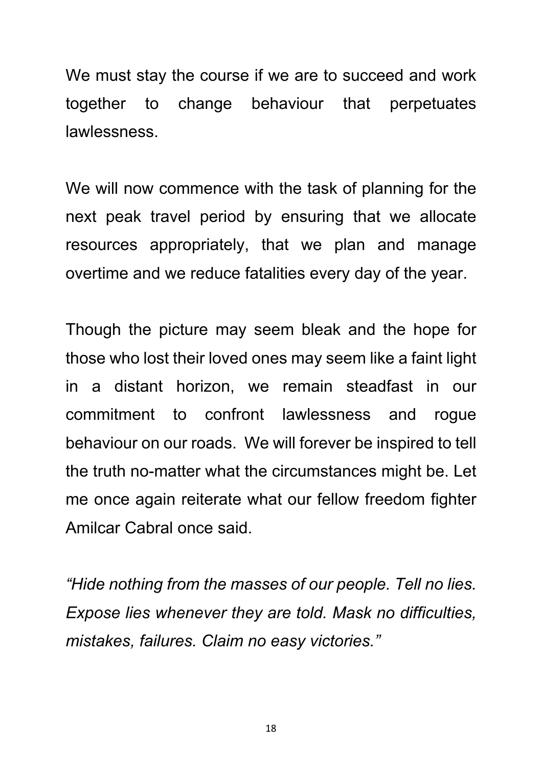We must stay the course if we are to succeed and work together to change behaviour that perpetuates lawlessness.

We will now commence with the task of planning for the next peak travel period by ensuring that we allocate resources appropriately, that we plan and manage overtime and we reduce fatalities every day of the year.

Though the picture may seem bleak and the hope for those who lost their loved ones may seem like a faint light in a distant horizon, we remain steadfast in our commitment to confront lawlessness and rogue behaviour on our roads.  We will forever be inspired to tell the truth no-matter what the circumstances might be. Let me once again reiterate what our fellow freedom fighter Amilcar Cabral once said.

*"Hide nothing from the masses of our people. Tell no lies. Expose lies whenever they are told. Mask no difficulties, mistakes, failures. Claim no easy victories."*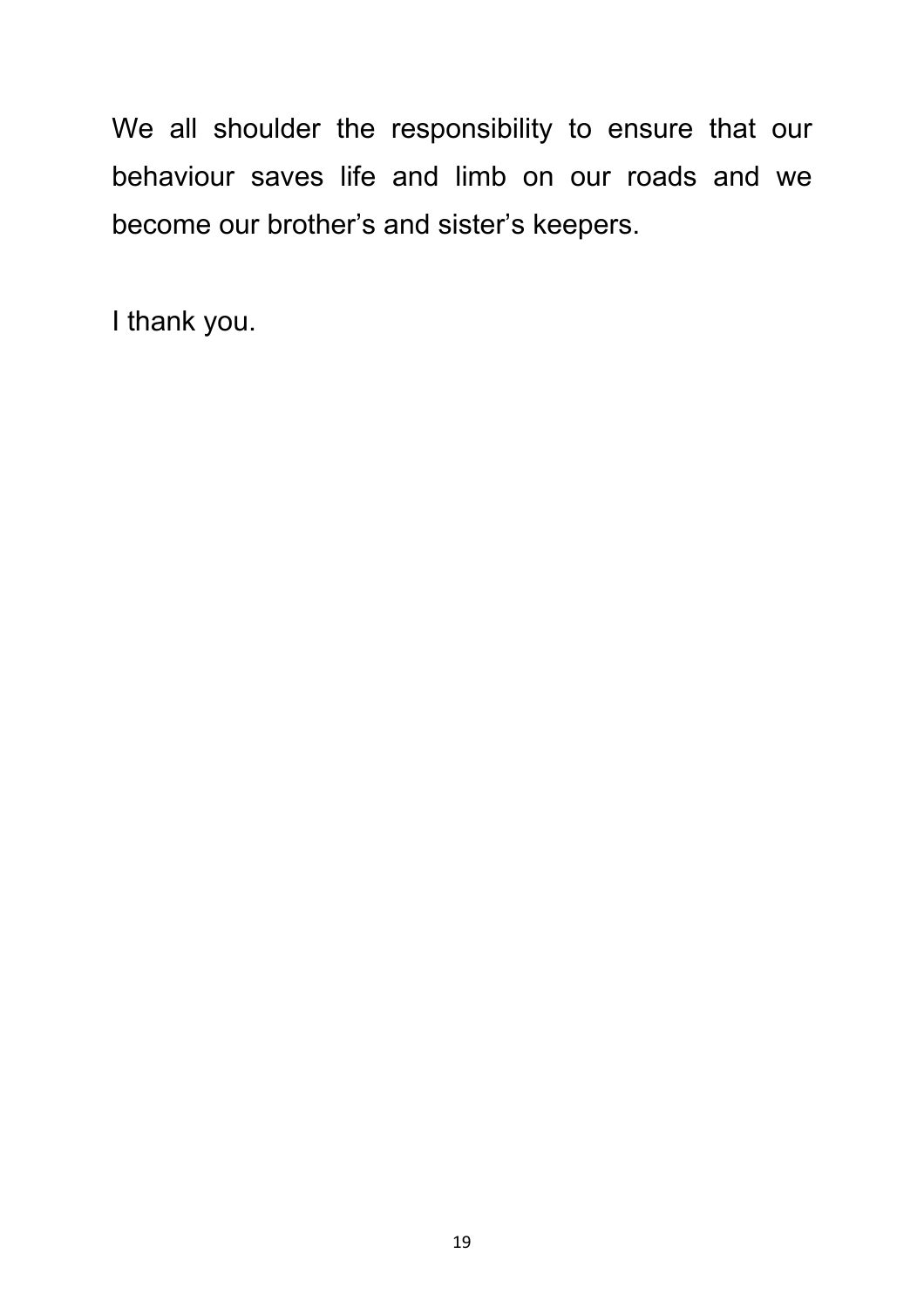We all shoulder the responsibility to ensure that our behaviour saves life and limb on our roads and we become our brother’s and sister’s keepers.

I thank you.